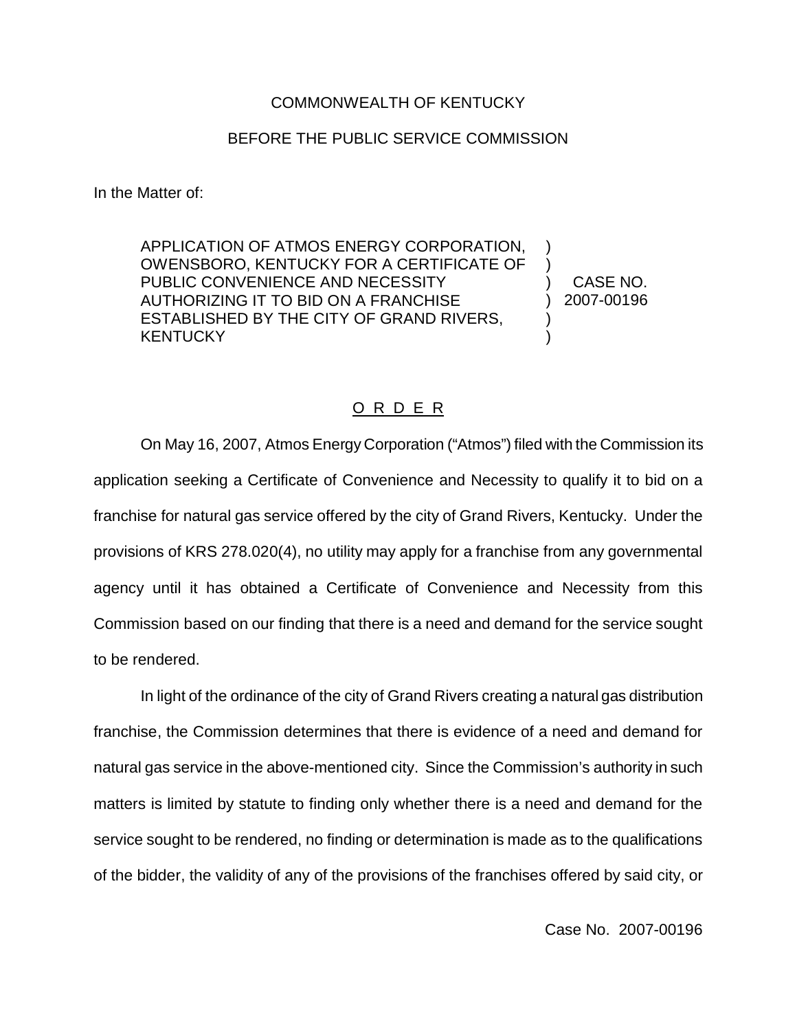COMMONWEALTH OF KENTUCKY

BEFORE THE PUBLIC SERVICE COMMISSION

In the Matter of:

| | | |
|---|---|---|
| APPLICATION OF ATMOS ENERGY CORPORATION, OWENSBORO, KENTUCKY FOR A CERTIFICATE OF PUBLIC CONVENIENCE AND NECESSITY AUTHORIZING IT TO BID ON A FRANCHISE ESTABLISHED BY THE CITY OF GRAND RIVERS, KENTUCKY | ) | CASE NO. 2007-00196 |

## O R D E R

On May 16, 2007, Atmos Energy Corporation ("Atmos") filed with the Commission its application seeking a Certificate of Convenience and Necessity to qualify it to bid on a franchise for natural gas service offered by the city of Grand Rivers, Kentucky. Under the provisions of KRS 278.020(4), no utility may apply for a franchise from any governmental agency until it has obtained a Certificate of Convenience and Necessity from this Commission based on our finding that there is a need and demand for the service sought to be rendered.

In light of the ordinance of the city of Grand Rivers creating a natural gas distribution franchise, the Commission determines that there is evidence of a need and demand for natural gas service in the above-mentioned city. Since the Commission's authority in such matters is limited by statute to finding only whether there is a need and demand for the service sought to be rendered, no finding or determination is made as to the qualifications of the bidder, the validity of any of the provisions of the franchises offered by said city, or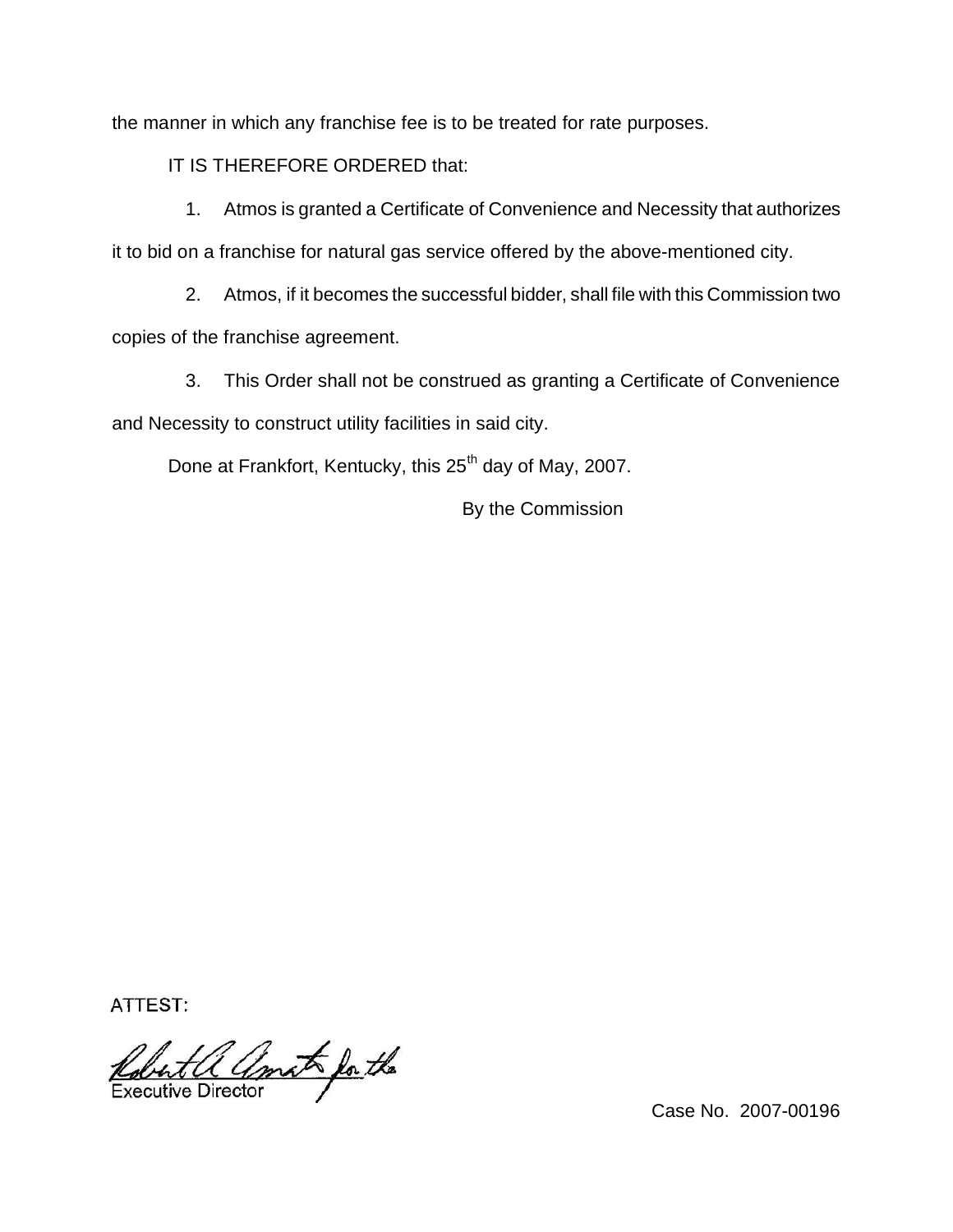the manner in which any franchise fee is to be treated for rate purposes.

IT IS THEREFORE ORDERED that:

1. Atmos is granted a Certificate of Convenience and Necessity that authorizes it to bid on a franchise for natural gas service offered by the above-mentioned city.

2. Atmos, if it becomes the successful bidder, shall file with this Commission two copies of the franchise agreement.

3. This Order shall not be construed as granting a Certificate of Convenience and Necessity to construct utility facilities in said city.

Done at Frankfort, Kentucky, this 25th day of May, 2007.

By the Commission

ATTEST:

Robert A. Amato for the
Executive Director

Case No. 2007-00196